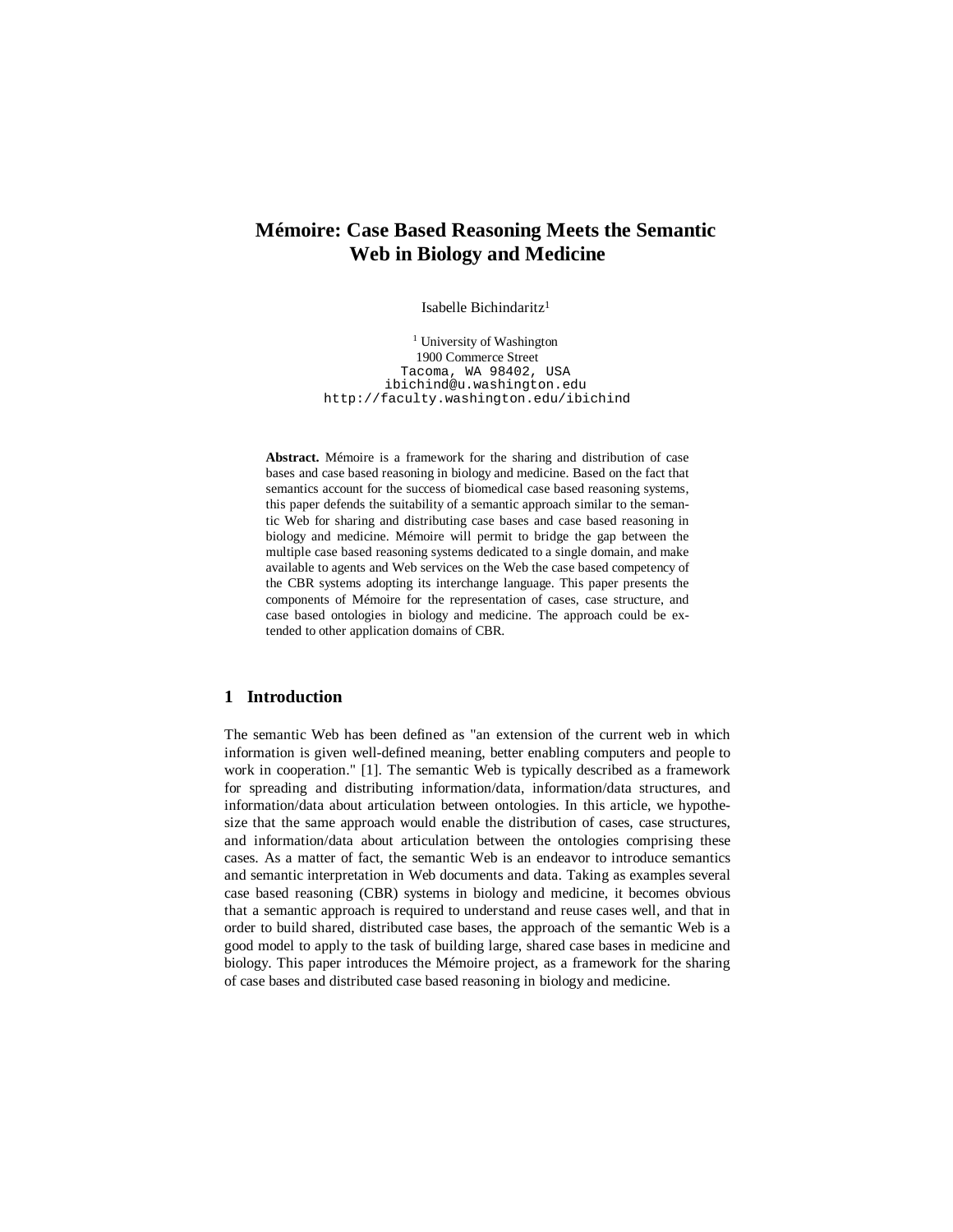# Mémoire: Case Based Reasoning Meets the Semantic Web in Biology and Medicine

Isabelle Bichindaritz[1]

[1] University of Washington
1900 Commerce Street
Tacoma, WA 98402, USA
ibichind@u.washington.edu
http://faculty.washington.edu/ibichind

**Abstract.** Mémoire is a framework for the sharing and distribution of case bases and case based reasoning in biology and medicine. Based on the fact that semantics account for the success of biomedical case based reasoning systems, this paper defends the suitability of a semantic approach similar to the semantic Web for sharing and distributing case bases and case based reasoning in biology and medicine. Mémoire will permit to bridge the gap between the multiple case based reasoning systems dedicated to a single domain, and make available to agents and Web services on the Web the case based competency of the CBR systems adopting its interchange language. This paper presents the components of Mémoire for the representation of cases, case structure, and case based ontologies in biology and medicine. The approach could be extended to other application domains of CBR.

## 1 Introduction

The semantic Web has been defined as "an extension of the current web in which information is given well-defined meaning, better enabling computers and people to work in cooperation." [1]. The semantic Web is typically described as a framework for spreading and distributing information/data, information/data structures, and information/data about articulation between ontologies. In this article, we hypothesize that the same approach would enable the distribution of cases, case structures, and information/data about articulation between the ontologies comprising these cases. As a matter of fact, the semantic Web is an endeavor to introduce semantics and semantic interpretation in Web documents and data. Taking as examples several case based reasoning (CBR) systems in biology and medicine, it becomes obvious that a semantic approach is required to understand and reuse cases well, and that in order to build shared, distributed case bases, the approach of the semantic Web is a good model to apply to the task of building large, shared case bases in medicine and biology. This paper introduces the Mémoire project, as a framework for the sharing of case bases and distributed case based reasoning in biology and medicine.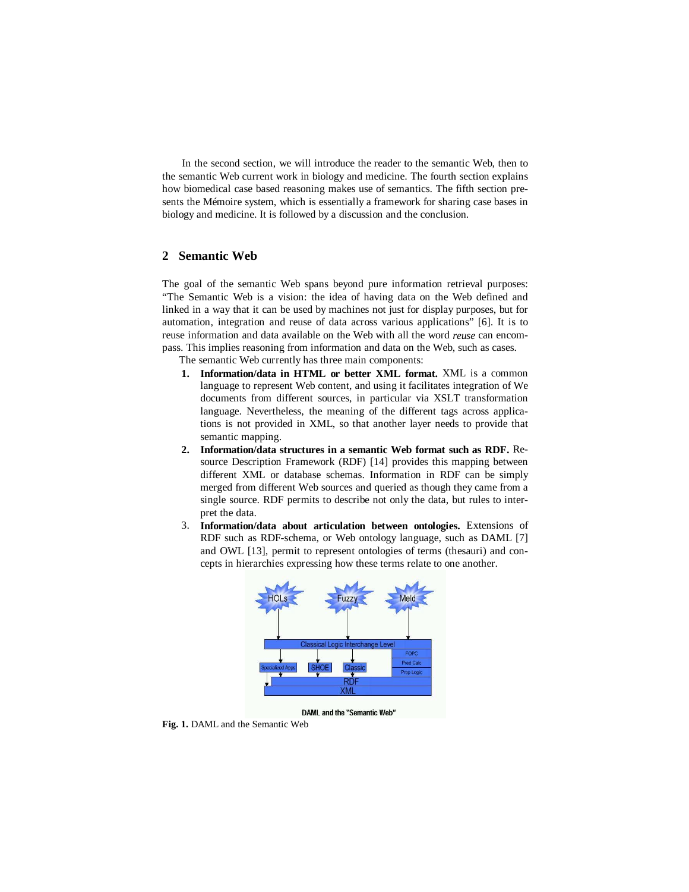In the second section, we will introduce the reader to the semantic Web, then to the semantic Web current work in biology and medicine. The fourth section explains how biomedical case based reasoning makes use of semantics. The fifth section presents the Mémoire system, which is essentially a framework for sharing case bases in biology and medicine. It is followed by a discussion and the conclusion.

## 2 Semantic Web

The goal of the semantic Web spans beyond pure information retrieval purposes: "The Semantic Web is a vision: the idea of having data on the Web defined and linked in a way that it can be used by machines not just for display purposes, but for automation, integration and reuse of data across various applications" [6]. It is to reuse information and data available on the Web with all the word *reuse* can encompass. This implies reasoning from information and data on the Web, such as cases.

The semantic Web currently has three main components:

1. **Information/data in HTML or better XML format.** XML is a common language to represent Web content, and using it facilitates integration of We documents from different sources, in particular via XSLT transformation language. Nevertheless, the meaning of the different tags across applications is not provided in XML, so that another layer needs to provide that semantic mapping.
2. **Information/data structures in a semantic Web format such as RDF.** Resource Description Framework (RDF) [14] provides this mapping between different XML or database schemas. Information in RDF can be simply merged from different Web sources and queried as though they came from a single source. RDF permits to describe not only the data, but rules to interpret the data.
3. **Information/data about articulation between ontologies.** Extensions of RDF such as RDF-schema, or Web ontology language, such as DAML [7] and OWL [13], permit to represent ontologies of terms (thesauri) and concepts in hierarchies expressing how these terms relate to one another.

**Fig. 1.** DAML and the Semantic Web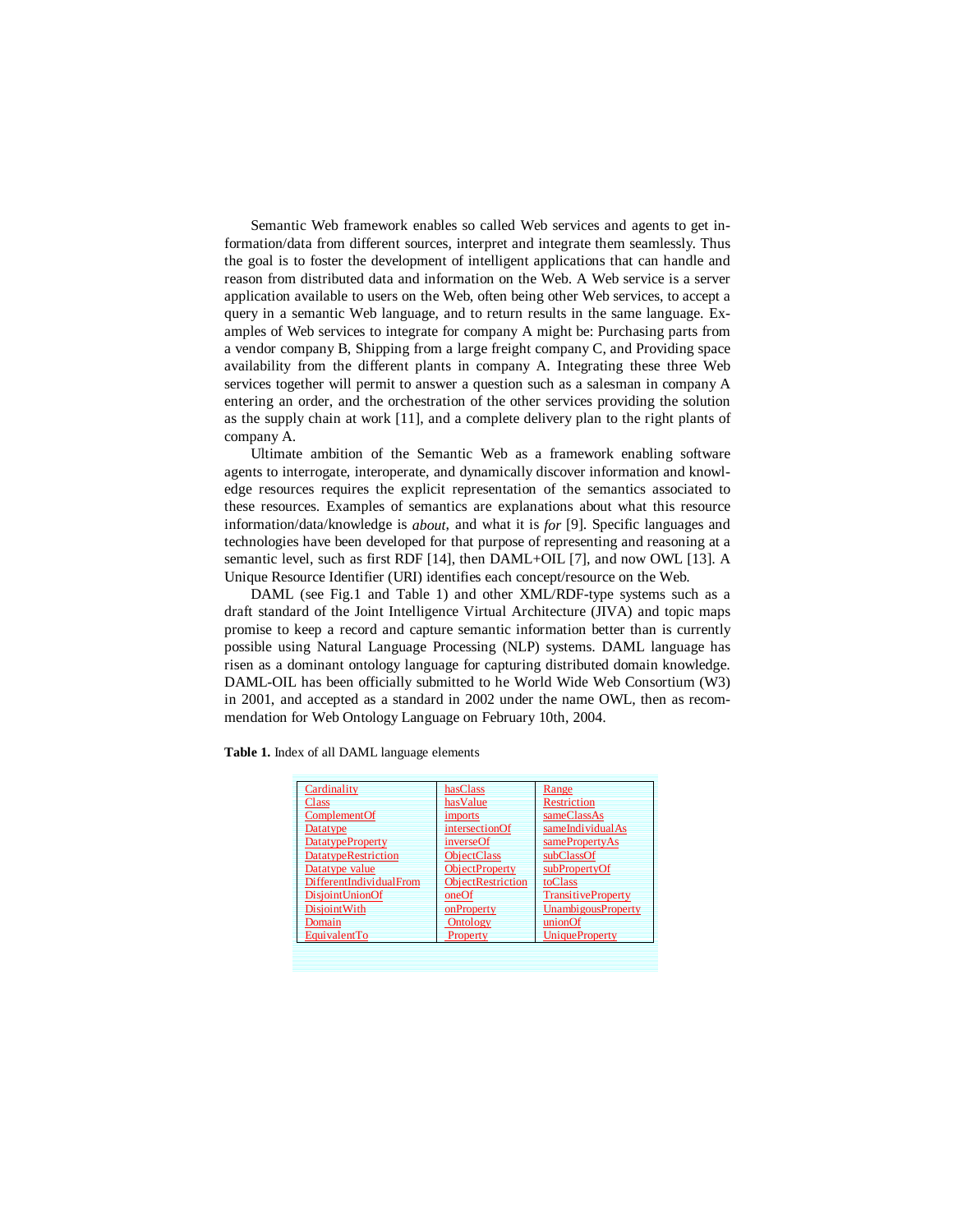Semantic Web framework enables so called Web services and agents to get information/data from different sources, interpret and integrate them seamlessly. Thus the goal is to foster the development of intelligent applications that can handle and reason from distributed data and information on the Web. A Web service is a server application available to users on the Web, often being other Web services, to accept a query in a semantic Web language, and to return results in the same language. Examples of Web services to integrate for company A might be: Purchasing parts from a vendor company B, Shipping from a large freight company C, and Providing space availability from the different plants in company A. Integrating these three Web services together will permit to answer a question such as a salesman in company A entering an order, and the orchestration of the other services providing the solution as the supply chain at work [11], and a complete delivery plan to the right plants of company A.

Ultimate ambition of the Semantic Web as a framework enabling software agents to interrogate, interoperate, and dynamically discover information and knowledge resources requires the explicit representation of the semantics associated to these resources. Examples of semantics are explanations about what this resource information/data/knowledge is *about*, and what it is *for* [9]. Specific languages and technologies have been developed for that purpose of representing and reasoning at a semantic level, such as first RDF [14], then DAML+OIL [7], and now OWL [13]. A Unique Resource Identifier (URI) identifies each concept/resource on the Web.

DAML (see Fig.1 and Table 1) and other XML/RDF-type systems such as a draft standard of the Joint Intelligence Virtual Architecture (JIVA) and topic maps promise to keep a record and capture semantic information better than is currently possible using Natural Language Processing (NLP) systems. DAML language has risen as a dominant ontology language for capturing distributed domain knowledge. DAML-OIL has been officially submitted to he World Wide Web Consortium (W3) in 2001, and accepted as a standard in 2002 under the name OWL, then as recommendation for Web Ontology Language on February 10th, 2004.

**Table 1.** Index of all DAML language elements

| | | |
|---|---|---|
| Cardinality | hasClass | Range |
| Class | hasValue | Restriction |
| ComplementOf | imports | sameClassAs |
| Datatype | intersectionOf | sameIndividualAs |
| DatatypeProperty | inverseOf | samePropertyAs |
| DatatypeRestriction | ObjectClass | subClassOf |
| Datatype value | ObjectProperty | subPropertyOf |
| DifferentIndividualFrom | ObjectRestriction | toClass |
| DisjointUnionOf | oneOf | TransitiveProperty |
| DisjointWith | onProperty | UnambigousProperty |
| Domain | Ontology | unionOf |
| EquivalentTo | Property | UniqueProperty |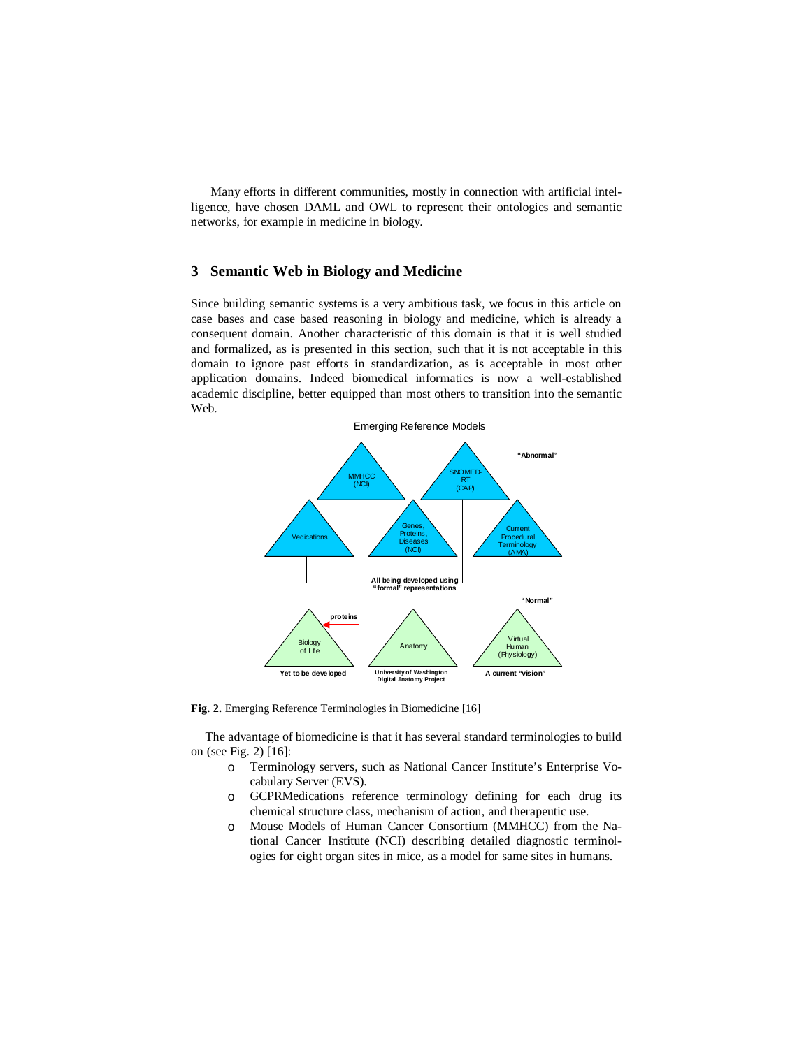Many efforts in different communities, mostly in connection with artificial intelligence, have chosen DAML and OWL to represent their ontologies and semantic networks, for example in medicine in biology.

## 3 Semantic Web in Biology and Medicine

Since building semantic systems is a very ambitious task, we focus in this article on case bases and case based reasoning in biology and medicine, which is already a consequent domain. Another characteristic of this domain is that it is well studied and formalized, as is presented in this section, such that it is not acceptable in this domain to ignore past efforts in standardization, as is acceptable in most other application domains. Indeed biomedical informatics is now a well-established academic discipline, better equipped than most others to transition into the semantic Web.

**Fig. 2.** Emerging Reference Terminologies in Biomedicine [16]

The advantage of biomedicine is that it has several standard terminologies to build on (see Fig. 2) [16]:

- Terminology servers, such as National Cancer Institute's Enterprise Vocabulary Server (EVS).
- GCPRMedications reference terminology defining for each drug its chemical structure class, mechanism of action, and therapeutic use.
- Mouse Models of Human Cancer Consortium (MMHCC) from the National Cancer Institute (NCI) describing detailed diagnostic terminologies for eight organ sites in mice, as a model for same sites in humans.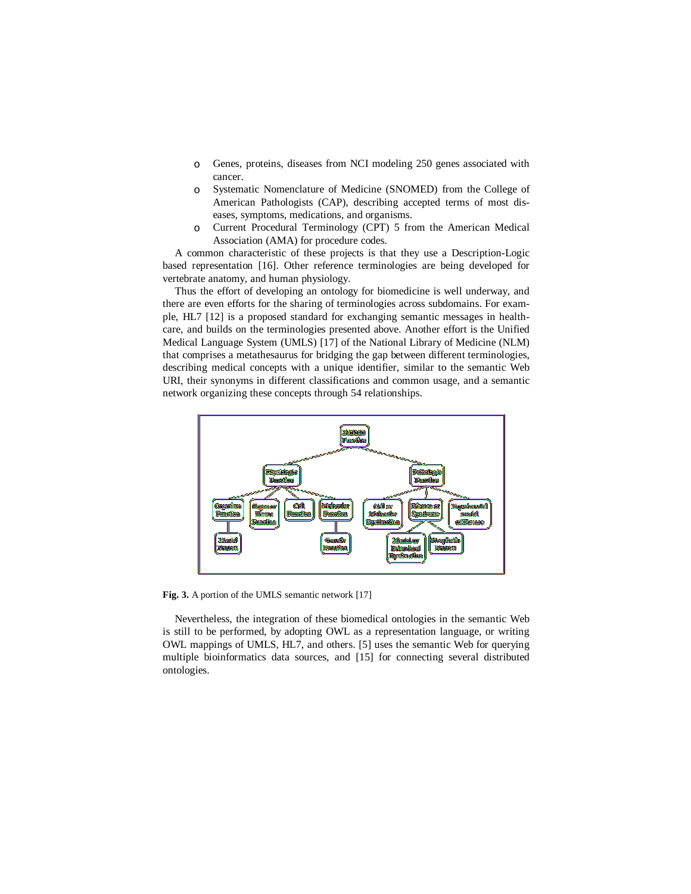- Genes, proteins, diseases from NCI modeling 250 genes associated with cancer.
- Systematic Nomenclature of Medicine (SNOMED) from the College of American Pathologists (CAP), describing accepted terms of most diseases, symptoms, medications, and organisms.
- Current Procedural Terminology (CPT) 5 from the American Medical Association (AMA) for procedure codes.

A common characteristic of these projects is that they use a Description-Logic based representation [16]. Other reference terminologies are being developed for vertebrate anatomy, and human physiology.

Thus the effort of developing an ontology for biomedicine is well underway, and there are even efforts for the sharing of terminologies across subdomains. For example, HL7 [12] is a proposed standard for exchanging semantic messages in healthcare, and builds on the terminologies presented above. Another effort is the Unified Medical Language System (UMLS) [17] of the National Library of Medicine (NLM) that comprises a metathesaurus for bridging the gap between different terminologies, describing medical concepts with a unique identifier, similar to the semantic Web URI, their synonyms in different classifications and common usage, and a semantic network organizing these concepts through 54 relationships.

**Fig. 3.** A portion of the UMLS semantic network [17]

Nevertheless, the integration of these biomedical ontologies in the semantic Web is still to be performed, by adopting OWL as a representation language, or writing OWL mappings of UMLS, HL7, and others. [5] uses the semantic Web for querying multiple bioinformatics data sources, and [15] for connecting several distributed ontologies.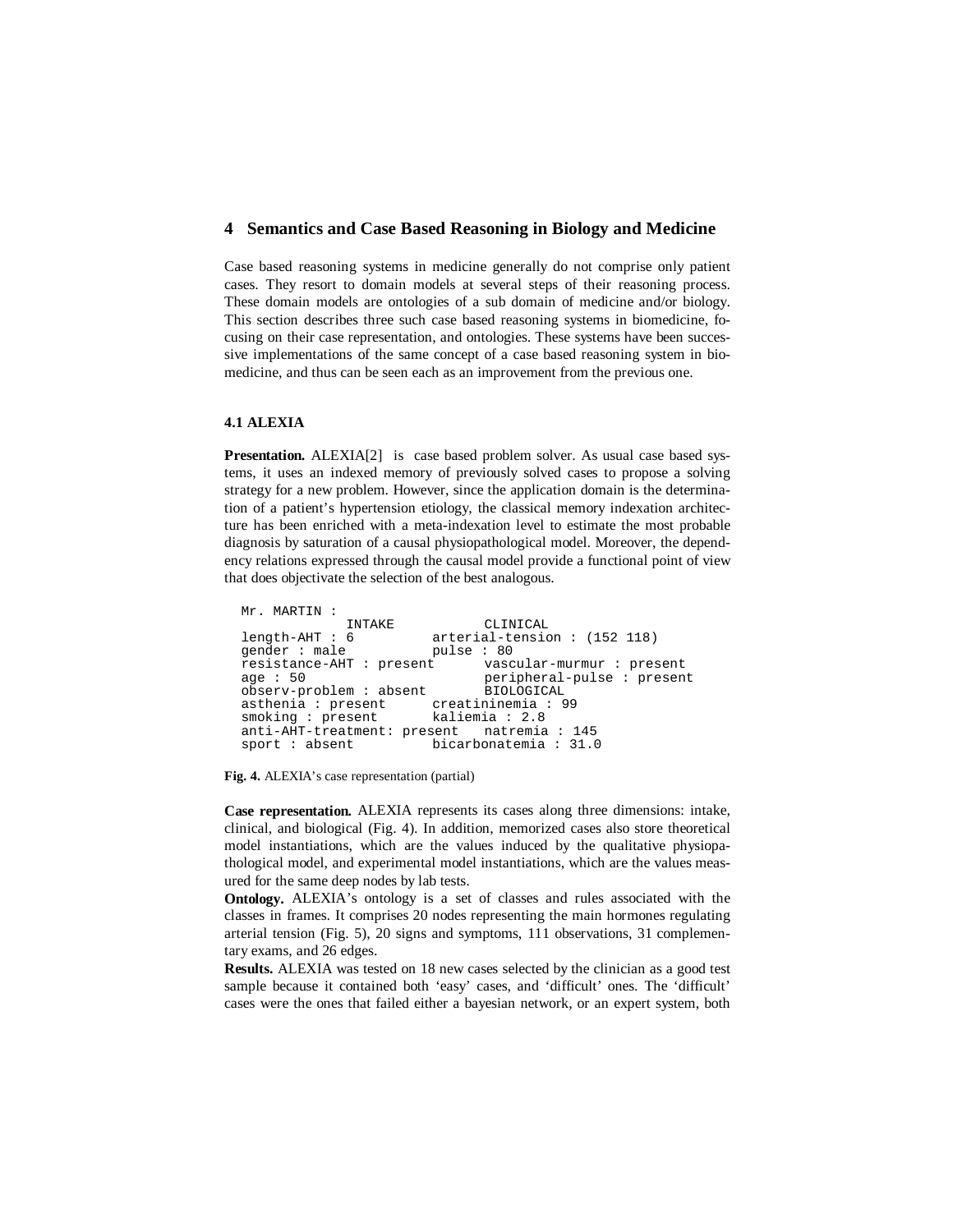## 4 Semantics and Case Based Reasoning in Biology and Medicine

Case based reasoning systems in medicine generally do not comprise only patient cases. They resort to domain models at several steps of their reasoning process. These domain models are ontologies of a sub domain of medicine and/or biology. This section describes three such case based reasoning systems in biomedicine, focusing on their case representation, and ontologies. These systems have been successive implementations of the same concept of a case based reasoning system in biomedicine, and thus can be seen each as an improvement from the previous one.

### 4.1 ALEXIA

**Presentation.** ALEXIA[2] is case based problem solver. As usual case based systems, it uses an indexed memory of previously solved cases to propose a solving strategy for a new problem. However, since the application domain is the determination of a patient's hypertension etiology, the classical memory indexation architecture has been enriched with a meta-indexation level to estimate the most probable diagnosis by saturation of a causal physiopathological model. Moreover, the dependency relations expressed through the causal model provide a functional point of view that does objectivate the selection of the best analogous.

```
Mr. MARTIN :
             INTAKE            CLINICAL
length-AHT : 6          arterial-tension : (152 118)
gender : male           pulse : 80
resistance-AHT : present       vascular-murmur : present
age : 50                       peripheral-pulse : present
observ-problem : absent        BIOLOGICAL
asthenia : present      creatininemia : 99
smoking : present       kaliemia : 2.8
anti-AHT-treatment: present   natremia : 145
sport : absent          bicarbonatemia : 31.0
```

**Fig. 4.** ALEXIA's case representation (partial)

**Case representation.** ALEXIA represents its cases along three dimensions: intake, clinical, and biological (Fig. 4). In addition, memorized cases also store theoretical model instantiations, which are the values induced by the qualitative physiopathological model, and experimental model instantiations, which are the values measured for the same deep nodes by lab tests.

**Ontology.** ALEXIA's ontology is a set of classes and rules associated with the classes in frames. It comprises 20 nodes representing the main hormones regulating arterial tension (Fig. 5), 20 signs and symptoms, 111 observations, 31 complementary exams, and 26 edges.

**Results.** ALEXIA was tested on 18 new cases selected by the clinician as a good test sample because it contained both 'easy' cases, and 'difficult' ones. The 'difficult' cases were the ones that failed either a bayesian network, or an expert system, both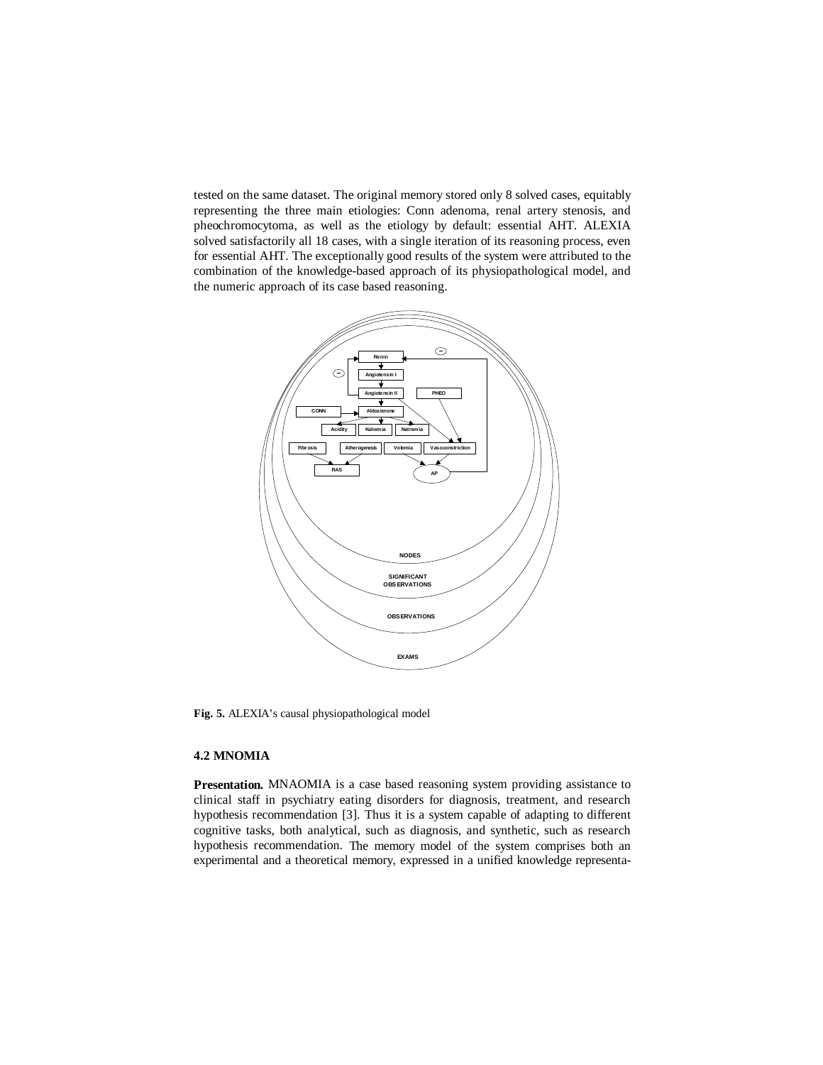tested on the same dataset. The original memory stored only 8 solved cases, equitably representing the three main etiologies: Conn adenoma, renal artery stenosis, and pheochromocytoma, as well as the etiology by default: essential AHT. ALEXIA solved satisfactorily all 18 cases, with a single iteration of its reasoning process, even for essential AHT. The exceptionally good results of the system were attributed to the combination of the knowledge-based approach of its physiopathological model, and the numeric approach of its case based reasoning.

**Fig. 5.** ALEXIA's causal physiopathological model

### 4.2 MNOMIA

**Presentation.** MNAOMIA is a case based reasoning system providing assistance to clinical staff in psychiatry eating disorders for diagnosis, treatment, and research hypothesis recommendation [3]. Thus it is a system capable of adapting to different cognitive tasks, both analytical, such as diagnosis, and synthetic, such as research hypothesis recommendation. The memory model of the system comprises both an experimental and a theoretical memory, expressed in a unified knowledge representa-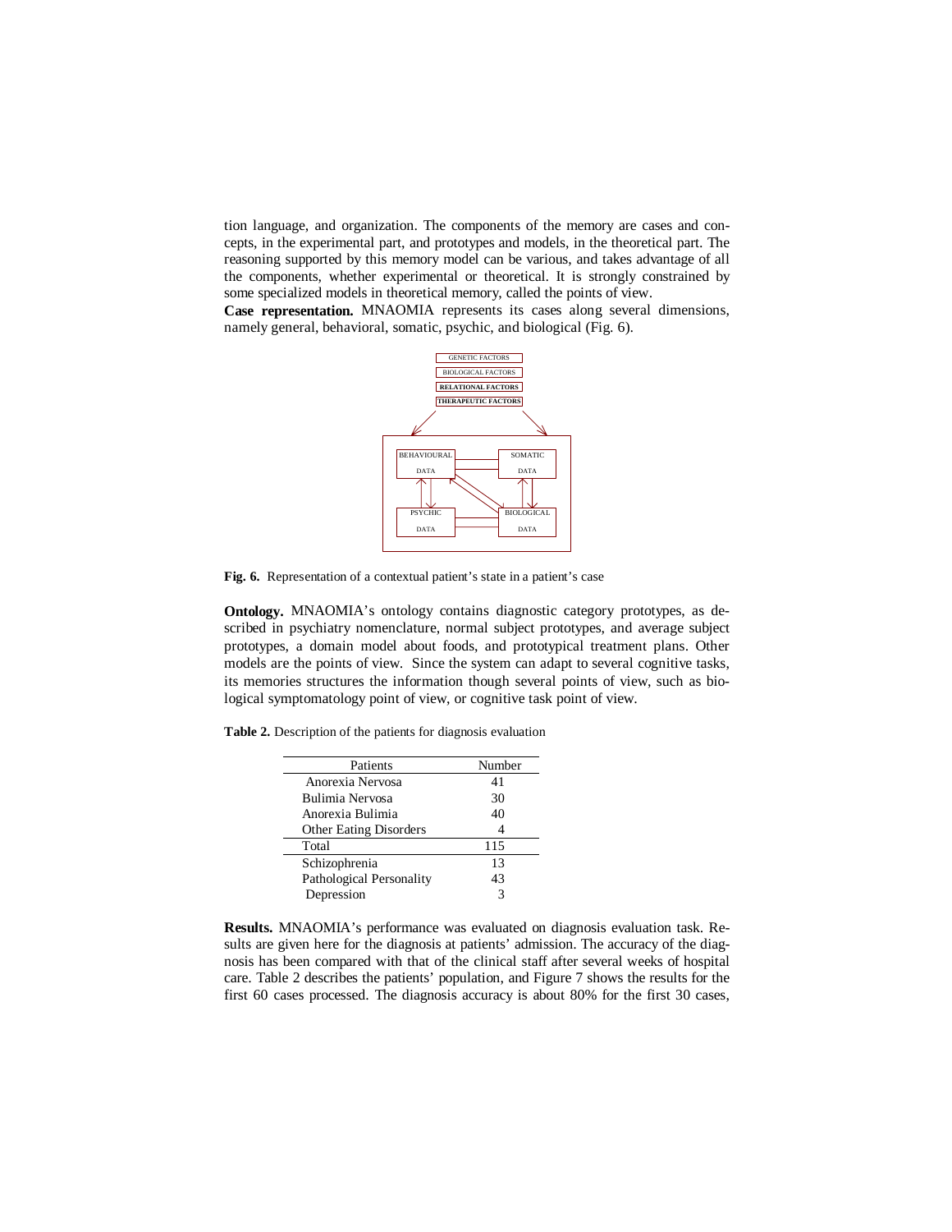tion language, and organization. The components of the memory are cases and concepts, in the experimental part, and prototypes and models, in the theoretical part. The reasoning supported by this memory model can be various, and takes advantage of all the components, whether experimental or theoretical. It is strongly constrained by some specialized models in theoretical memory, called the points of view.

**Case representation.** MNAOMIA represents its cases along several dimensions, namely general, behavioral, somatic, psychic, and biological (Fig. 6).

GENETIC FACTORS

BIOLOGICAL FACTORS

RELATIONAL FACTORS

THERAPEUTIC FACTORS

BEHAVIOURAL DATA

SOMATIC DATA

PSYCHIC DATA

BIOLOGICAL DATA

**Fig. 6.** Representation of a contextual patient's state in a patient's case

**Ontology.** MNAOMIA's ontology contains diagnostic category prototypes, as described in psychiatry nomenclature, normal subject prototypes, and average subject prototypes, a domain model about foods, and prototypical treatment plans. Other models are the points of view. Since the system can adapt to several cognitive tasks, its memories structures the information though several points of view, such as biological symptomatology point of view, or cognitive task point of view.

**Table 2.** Description of the patients for diagnosis evaluation

| Patients | Number |
|---|---|
| Anorexia Nervosa | 41 |
| Bulimia Nervosa | 30 |
| Anorexia Bulimia | 40 |
| Other Eating Disorders | 4 |
| Total | 115 |
| Schizophrenia | 13 |
| Pathological Personality | 43 |
| Depression | 3 |

**Results.** MNAOMIA's performance was evaluated on diagnosis evaluation task. Results are given here for the diagnosis at patients' admission. The accuracy of the diagnosis has been compared with that of the clinical staff after several weeks of hospital care. Table 2 describes the patients' population, and Figure 7 shows the results for the first 60 cases processed. The diagnosis accuracy is about 80% for the first 30 cases,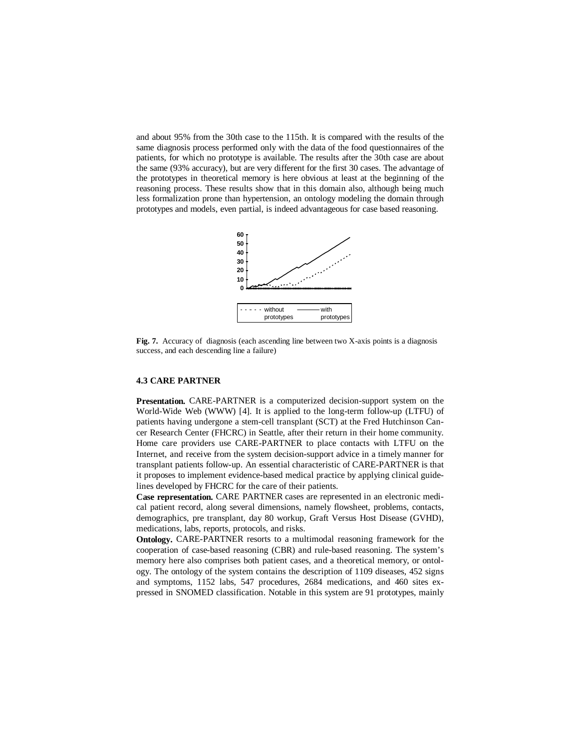and about 95% from the 30th case to the 115th. It is compared with the results of the same diagnosis process performed only with the data of the food questionnaires of the patients, for which no prototype is available. The results after the 30th case are about the same (93% accuracy), but are very different for the first 30 cases. The advantage of the prototypes in theoretical memory is here obvious at least at the beginning of the reasoning process. These results show that in this domain also, although being much less formalization prone than hypertension, an ontology modeling the domain through prototypes and models, even partial, is indeed advantageous for case based reasoning.

**Fig. 7.** Accuracy of diagnosis (each ascending line between two X-axis points is a diagnosis success, and each descending line a failure)

### 4.3 CARE PARTNER

**Presentation.** CARE-PARTNER is a computerized decision-support system on the World-Wide Web (WWW) [4]. It is applied to the long-term follow-up (LTFU) of patients having undergone a stem-cell transplant (SCT) at the Fred Hutchinson Cancer Research Center (FHCRC) in Seattle, after their return in their home community. Home care providers use CARE-PARTNER to place contacts with LTFU on the Internet, and receive from the system decision-support advice in a timely manner for transplant patients follow-up. An essential characteristic of CARE-PARTNER is that it proposes to implement evidence-based medical practice by applying clinical guidelines developed by FHCRC for the care of their patients.

**Case representation.** CARE PARTNER cases are represented in an electronic medical patient record, along several dimensions, namely flowsheet, problems, contacts, demographics, pre transplant, day 80 workup, Graft Versus Host Disease (GVHD), medications, labs, reports, protocols, and risks.

**Ontology.** CARE-PARTNER resorts to a multimodal reasoning framework for the cooperation of case-based reasoning (CBR) and rule-based reasoning. The system's memory here also comprises both patient cases, and a theoretical memory, or ontology. The ontology of the system contains the description of 1109 diseases, 452 signs and symptoms, 1152 labs, 547 procedures, 2684 medications, and 460 sites expressed in SNOMED classification. Notable in this system are 91 prototypes, mainly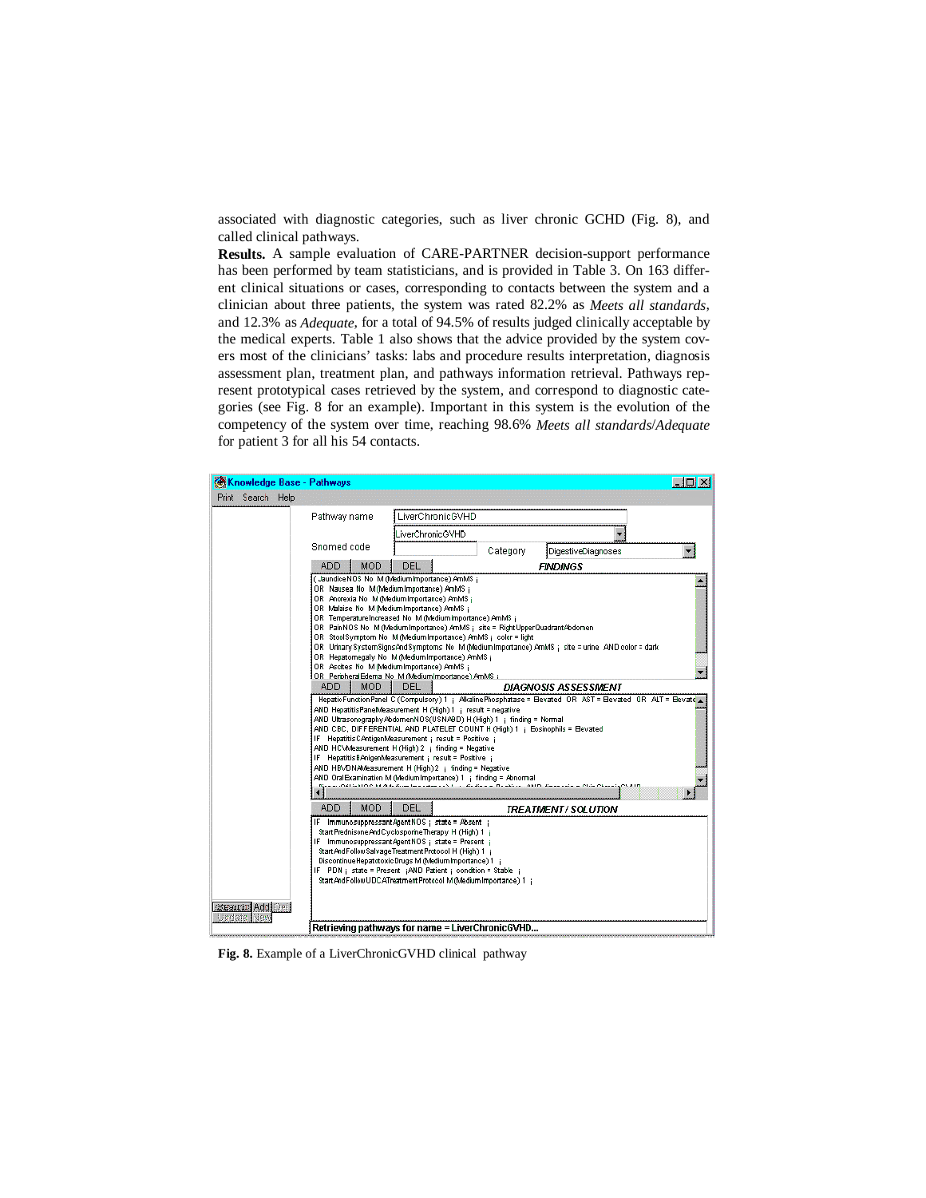associated with diagnostic categories, such as liver chronic GCHD (Fig. 8), and called clinical pathways.

**Results.** A sample evaluation of CARE-PARTNER decision-support performance has been performed by team statisticians, and is provided in Table 3. On 163 different clinical situations or cases, corresponding to contacts between the system and a clinician about three patients, the system was rated 82.2% as *Meets all standards*, and 12.3% as *Adequate*, for a total of 94.5% of results judged clinically acceptable by the medical experts. Table 1 also shows that the advice provided by the system covers most of the clinicians' tasks: labs and procedure results interpretation, diagnosis assessment plan, treatment plan, and pathways information retrieval. Pathways represent prototypical cases retrieved by the system, and correspond to diagnostic categories (see Fig. 8 for an example). Important in this system is the evolution of the competency of the system over time, reaching 98.6% *Meets all standards*/*Adequate* for patient 3 for all his 54 contacts.

**Fig. 8.** Example of a LiverChronicGVHD clinical pathway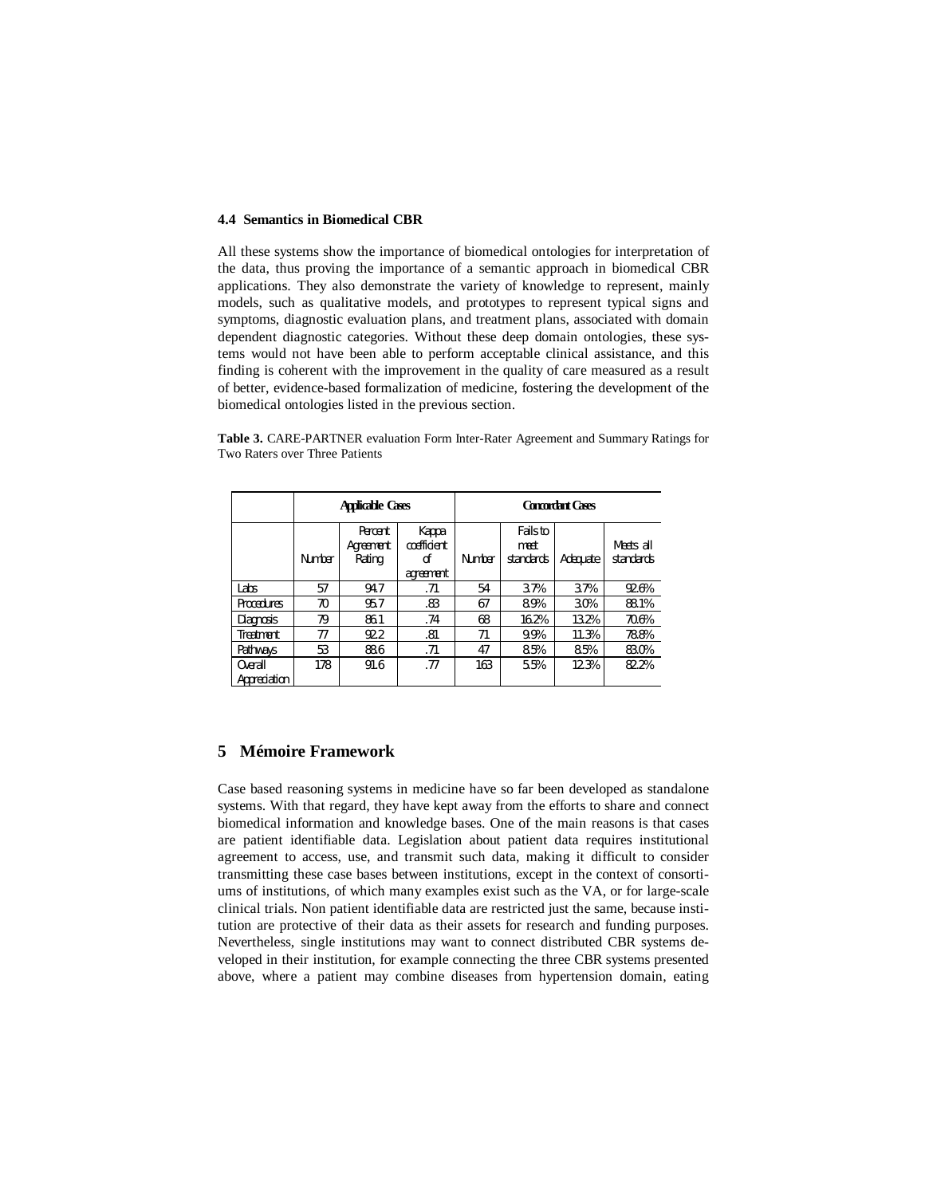### 4.4 Semantics in Biomedical CBR

All these systems show the importance of biomedical ontologies for interpretation of the data, thus proving the importance of a semantic approach in biomedical CBR applications. They also demonstrate the variety of knowledge to represent, mainly models, such as qualitative models, and prototypes to represent typical signs and symptoms, diagnostic evaluation plans, and treatment plans, associated with domain dependent diagnostic categories. Without these deep domain ontologies, these systems would not have been able to perform acceptable clinical assistance, and this finding is coherent with the improvement in the quality of care measured as a result of better, evidence-based formalization of medicine, fostering the development of the biomedical ontologies listed in the previous section.

**Table 3.** CARE-PARTNER evaluation Form Inter-Rater Agreement and Summary Ratings for Two Raters over Three Patients

| | Applicable Cases | | | Concordant Cases | | | |
|---|---|---|---|---|---|---|---|
| | Number | Percent Agreement Rating | Kappa coefficient of agreement | Number | Fails to meet standards | Adequate | Meets all standards |
| Labs | 57 | 94.7 | .71 | 54 | 3.7% | 3.7% | 92.6% |
| Procedures | 70 | 95.7 | .83 | 67 | 8.9% | 3.0% | 88.1% |
| Diagnosis | 79 | 86.1 | .74 | 68 | 16.2% | 13.2% | 70.6% |
| Treatment | 77 | 92.2 | .81 | 71 | 9.9% | 11.3% | 78.8% |
| Pathways | 53 | 88.6 | .71 | 47 | 8.5% | 8.5% | 83.0% |
| Overall Appreciation | 178 | 91.6 | .77 | 163 | 5.5% | 12.3% | 82.2% |

## 5 Mémoire Framework

Case based reasoning systems in medicine have so far been developed as standalone systems. With that regard, they have kept away from the efforts to share and connect biomedical information and knowledge bases. One of the main reasons is that cases are patient identifiable data. Legislation about patient data requires institutional agreement to access, use, and transmit such data, making it difficult to consider transmitting these case bases between institutions, except in the context of consortiums of institutions, of which many examples exist such as the VA, or for large-scale clinical trials. Non patient identifiable data are restricted just the same, because institution are protective of their data as their assets for research and funding purposes. Nevertheless, single institutions may want to connect distributed CBR systems developed in their institution, for example connecting the three CBR systems presented above, where a patient may combine diseases from hypertension domain, eating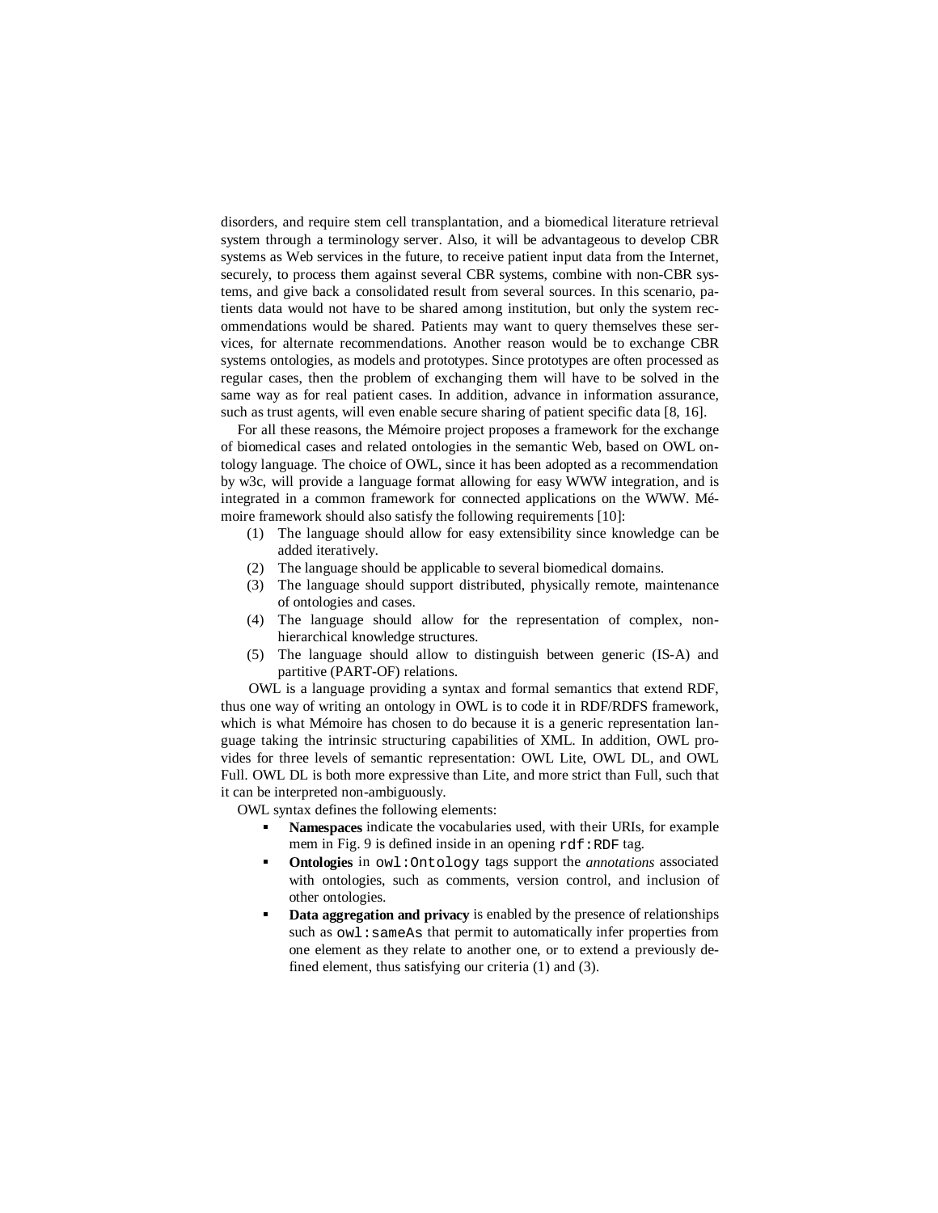disorders, and require stem cell transplantation, and a biomedical literature retrieval system through a terminology server. Also, it will be advantageous to develop CBR systems as Web services in the future, to receive patient input data from the Internet, securely, to process them against several CBR systems, combine with non-CBR systems, and give back a consolidated result from several sources. In this scenario, patients data would not have to be shared among institution, but only the system recommendations would be shared. Patients may want to query themselves these services, for alternate recommendations. Another reason would be to exchange CBR systems ontologies, as models and prototypes. Since prototypes are often processed as regular cases, then the problem of exchanging them will have to be solved in the same way as for real patient cases. In addition, advance in information assurance, such as trust agents, will even enable secure sharing of patient specific data [8, 16].

For all these reasons, the Mémoire project proposes a framework for the exchange of biomedical cases and related ontologies in the semantic Web, based on OWL ontology language. The choice of OWL, since it has been adopted as a recommendation by w3c, will provide a language format allowing for easy WWW integration, and is integrated in a common framework for connected applications on the WWW. Mémoire framework should also satisfy the following requirements [10]:

(1) The language should allow for easy extensibility since knowledge can be added iteratively.
(2) The language should be applicable to several biomedical domains.
(3) The language should support distributed, physically remote, maintenance of ontologies and cases.
(4) The language should allow for the representation of complex, non-hierarchical knowledge structures.
(5) The language should allow to distinguish between generic (IS-A) and partitive (PART-OF) relations.

OWL is a language providing a syntax and formal semantics that extend RDF, thus one way of writing an ontology in OWL is to code it in RDF/RDFS framework, which is what Mémoire has chosen to do because it is a generic representation language taking the intrinsic structuring capabilities of XML. In addition, OWL provides for three levels of semantic representation: OWL Lite, OWL DL, and OWL Full. OWL DL is both more expressive than Lite, and more strict than Full, such that it can be interpreted non-ambiguously.

OWL syntax defines the following elements:

- **Namespaces** indicate the vocabularies used, with their URIs, for example mem in Fig. 9 is defined inside in an opening `rdf:RDF` tag.
- **Ontologies** in `owl:Ontology` tags support the *annotations* associated with ontologies, such as comments, version control, and inclusion of other ontologies.
- **Data aggregation and privacy** is enabled by the presence of relationships such as `owl:sameAs` that permit to automatically infer properties from one element as they relate to another one, or to extend a previously defined element, thus satisfying our criteria (1) and (3).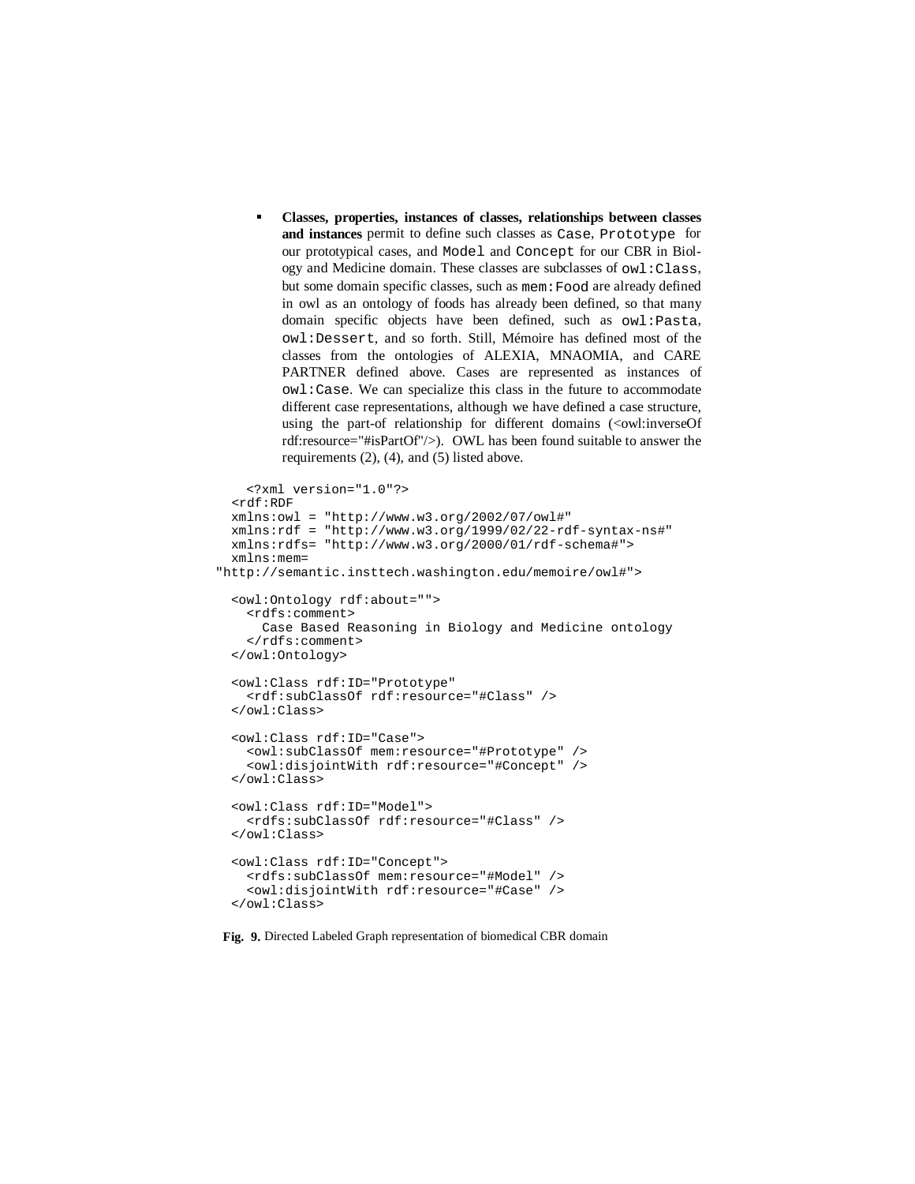- **Classes, properties, instances of classes, relationships between classes and instances** permit to define such classes as `Case`, `Prototype` for our prototypical cases, and `Model` and `Concept` for our CBR in Biology and Medicine domain. These classes are subclasses of `owl:Class`, but some domain specific classes, such as `mem:Food` are already defined in owl as an ontology of foods has already been defined, so that many domain specific objects have been defined, such as `owl:Pasta`, `owl:Dessert`, and so forth. Still, Mémoire has defined most of the classes from the ontologies of ALEXIA, MNAOMIA, and CARE PARTNER defined above. Cases are represented as instances of `owl:Case`. We can specialize this class in the future to accommodate different case representations, although we have defined a case structure, using the part-of relationship for different domains (<owl:inverseOf rdf:resource="#isPartOf"/>). OWL has been found suitable to answer the requirements (2), (4), and (5) listed above.

```
  <?xml version="1.0"?>
<rdf:RDF
xmlns:owl = "http://www.w3.org/2002/07/owl#"
xmlns:rdf = "http://www.w3.org/1999/02/22-rdf-syntax-ns#"
xmlns:rdfs= "http://www.w3.org/2000/01/rdf-schema#">
xmlns:mem=
"http://semantic.insttech.washington.edu/memoire/owl#">

<owl:Ontology rdf:about="">
  <rdfs:comment>
    Case Based Reasoning in Biology and Medicine ontology
  </rdfs:comment>
</owl:Ontology>

<owl:Class rdf:ID="Prototype"
  <rdf:subClassOf rdf:resource="#Class" />
</owl:Class>

<owl:Class rdf:ID="Case">
  <owl:subClassOf mem:resource="#Prototype" />
  <owl:disjointWith rdf:resource="#Concept" />
</owl:Class>

<owl:Class rdf:ID="Model">
  <rdfs:subClassOf rdf:resource="#Class" />
</owl:Class>

<owl:Class rdf:ID="Concept">
  <rdfs:subClassOf mem:resource="#Model" />
  <owl:disjointWith rdf:resource="#Case" />
</owl:Class>
```

**Fig. 9.** Directed Labeled Graph representation of biomedical CBR domain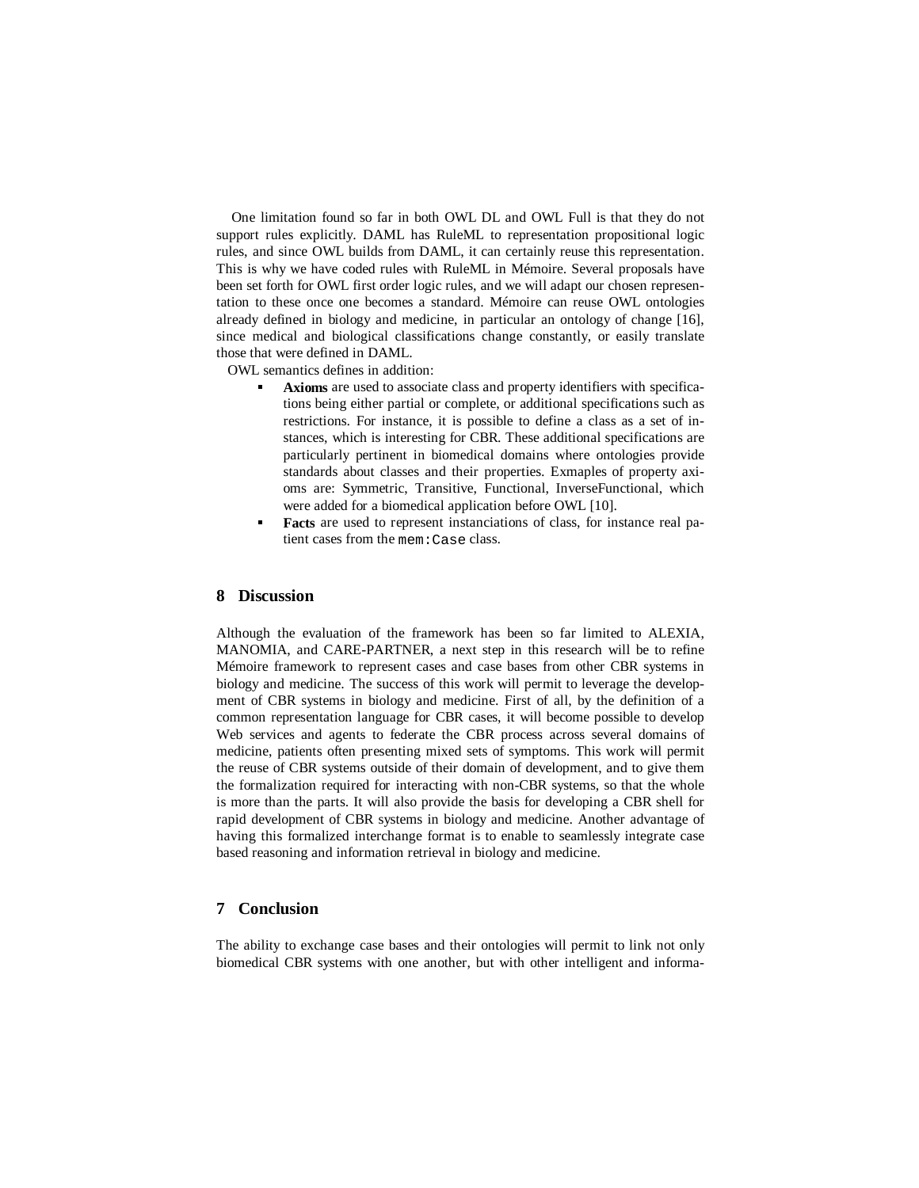One limitation found so far in both OWL DL and OWL Full is that they do not support rules explicitly. DAML has RuleML to representation propositional logic rules, and since OWL builds from DAML, it can certainly reuse this representation. This is why we have coded rules with RuleML in Mémoire. Several proposals have been set forth for OWL first order logic rules, and we will adapt our chosen representation to these once one becomes a standard. Mémoire can reuse OWL ontologies already defined in biology and medicine, in particular an ontology of change [16], since medical and biological classifications change constantly, or easily translate those that were defined in DAML.

OWL semantics defines in addition:

- **Axioms** are used to associate class and property identifiers with specifications being either partial or complete, or additional specifications such as restrictions. For instance, it is possible to define a class as a set of instances, which is interesting for CBR. These additional specifications are particularly pertinent in biomedical domains where ontologies provide standards about classes and their properties. Exmaples of property axioms are: Symmetric, Transitive, Functional, InverseFunctional, which were added for a biomedical application before OWL [10].
- **Facts** are used to represent instanciations of class, for instance real patient cases from the `mem:Case` class.

## 8 Discussion

Although the evaluation of the framework has been so far limited to ALEXIA, MANOMIA, and CARE-PARTNER, a next step in this research will be to refine Mémoire framework to represent cases and case bases from other CBR systems in biology and medicine. The success of this work will permit to leverage the development of CBR systems in biology and medicine. First of all, by the definition of a common representation language for CBR cases, it will become possible to develop Web services and agents to federate the CBR process across several domains of medicine, patients often presenting mixed sets of symptoms. This work will permit the reuse of CBR systems outside of their domain of development, and to give them the formalization required for interacting with non-CBR systems, so that the whole is more than the parts. It will also provide the basis for developing a CBR shell for rapid development of CBR systems in biology and medicine. Another advantage of having this formalized interchange format is to enable to seamlessly integrate case based reasoning and information retrieval in biology and medicine.

## 7 Conclusion

The ability to exchange case bases and their ontologies will permit to link not only biomedical CBR systems with one another, but with other intelligent and informa-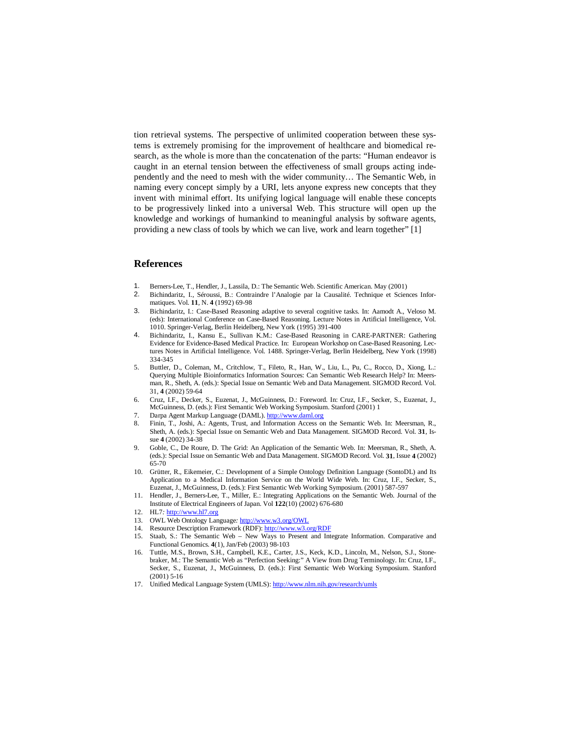tion retrieval systems. The perspective of unlimited cooperation between these systems is extremely promising for the improvement of healthcare and biomedical research, as the whole is more than the concatenation of the parts: "Human endeavor is caught in an eternal tension between the effectiveness of small groups acting independently and the need to mesh with the wider community… The Semantic Web, in naming every concept simply by a URI, lets anyone express new concepts that they invent with minimal effort. Its unifying logical language will enable these concepts to be progressively linked into a universal Web. This structure will open up the knowledge and workings of humankind to meaningful analysis by software agents, providing a new class of tools by which we can live, work and learn together" [1]

## References

1. Berners-Lee, T., Hendler, J., Lassila, D.: The Semantic Web. Scientific American. May (2001)
2. Bichindaritz, I., Séroussi, B.: Contraindre l'Analogie par la Causalité. Technique et Sciences Informatiques. Vol. **11**, N. **4** (1992) 69-98
3. Bichindaritz, I.: Case-Based Reasoning adaptive to several cognitive tasks. In: Aamodt A., Veloso M. (eds): International Conference on Case-Based Reasoning. Lecture Notes in Artificial Intelligence, Vol. 1010. Springer-Verlag, Berlin Heidelberg, New York (1995) 391-400
4. Bichindaritz, I., Kansu E., Sullivan K.M.: Case-Based Reasoning in CARE-PARTNER: Gathering Evidence for Evidence-Based Medical Practice. In: European Workshop on Case-Based Reasoning. Lectures Notes in Artificial Intelligence. Vol. 1488. Springer-Verlag, Berlin Heidelberg, New York (1998) 334-345
5. Buttler, D., Coleman, M., Critchlow, T., Fileto, R., Han, W., Liu, L., Pu, C., Rocco, D., Xiong, L.: Querying Multiple Bioinformatics Information Sources: Can Semantic Web Research Help? In: Meersman, R., Sheth, A. (eds.): Special Issue on Semantic Web and Data Management. SIGMOD Record. Vol. 31, **4** (2002) 59-64
6. Cruz, I.F., Decker, S., Euzenat, J., McGuinness, D.: Foreword. In: Cruz, I.F., Secker, S., Euzenat, J., McGuinness, D. (eds.): First Semantic Web Working Symposium. Stanford (2001) 1
7. Darpa Agent Markup Language (DAML). http://www.daml.org
8. Finin, T., Joshi, A.: Agents, Trust, and Information Access on the Semantic Web. In: Meersman, R., Sheth, A. (eds.): Special Issue on Semantic Web and Data Management. SIGMOD Record. Vol. **31**, Issue **4** (2002) 34-38
9. Goble, C., De Roure, D. The Grid: An Application of the Semantic Web. In: Meersman, R., Sheth, A. (eds.): Special Issue on Semantic Web and Data Management. SIGMOD Record. Vol. **31**, Issue **4** (2002) 65-70
10. Grütter, R., Eikemeier, C.: Development of a Simple Ontology Definition Language (SontoDL) and Its Application to a Medical Information Service on the World Wide Web. In: Cruz, I.F., Secker, S., Euzenat, J., McGuinness, D. (eds.): First Semantic Web Working Symposium. (2001) 587-597
11. Hendler, J., Berners-Lee, T., Miller, E.: Integrating Applications on the Semantic Web. Journal of the Institute of Electrical Engineers of Japan. Vol **122**(10) (2002) 676-680
12. HL7: http://www.hl7.org
13. OWL Web Ontology Language: http://www.w3.org/OWL
14. Resource Description Framework (RDF): http://www.w3.org/RDF
15. Staab, S.: The Semantic Web – New Ways to Present and Integrate Information. Comparative and Functional Genomics. **4**(1), Jan/Feb (2003) 98-103
16. Tuttle, M.S., Brown, S.H., Campbell, K.E., Carter, J.S., Keck, K.D., Lincoln, M., Nelson, S.J., Stonebraker, M.: The Semantic Web as "Perfection Seeking:" A View from Drug Terminology. In: Cruz, I.F., Secker, S., Euzenat, J., McGuinness, D. (eds.): First Semantic Web Working Symposium. Stanford (2001) 5-16
17. Unified Medical Language System (UMLS): http://www.nlm.nih.gov/research/umls